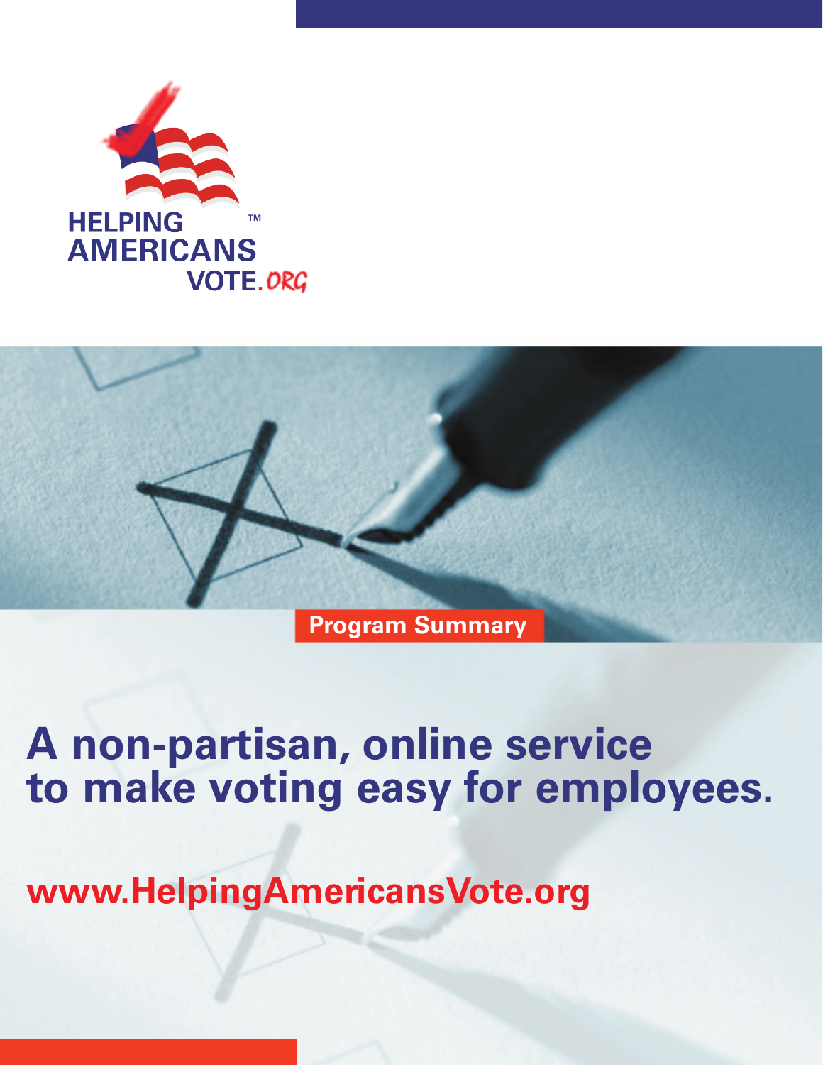HELPING AMERICANS VOTE.ORG™

**Program Summary**

# A non-partisan, online service to make voting easy for employees.

**www.HelpingAmericansVote.org**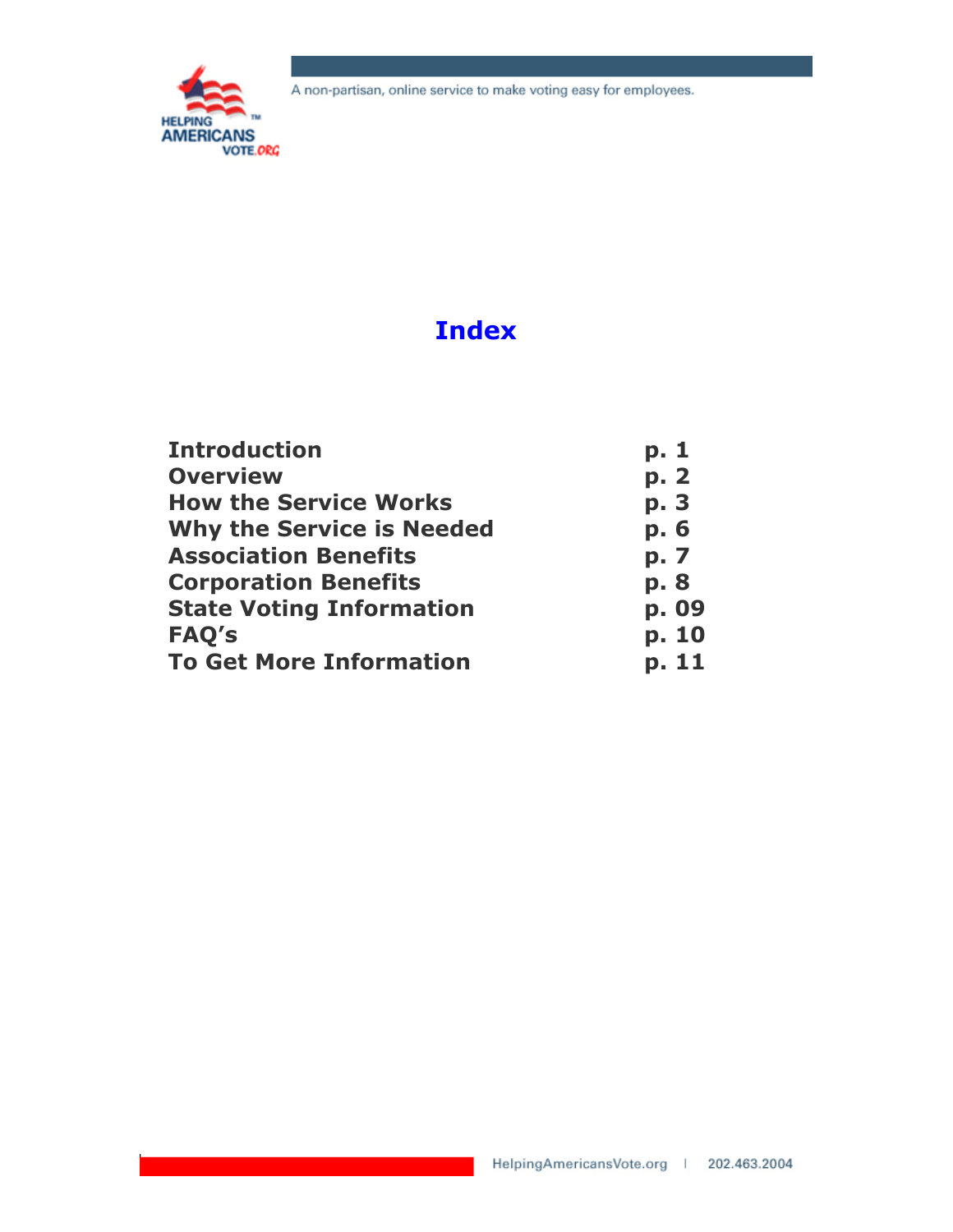# Index

| | |
|---|---|
| **Introduction** | **p. 1** |
| **Overview** | **p. 2** |
| **How the Service Works** | **p. 3** |
| **Why the Service is Needed** | **p. 6** |
| **Association Benefits** | **p. 7** |
| **Corporation Benefits** | **p. 8** |
| **State Voting Information** | **p. 09** |
| **FAQ's** | **p. 10** |
| **To Get More Information** | **p. 11** |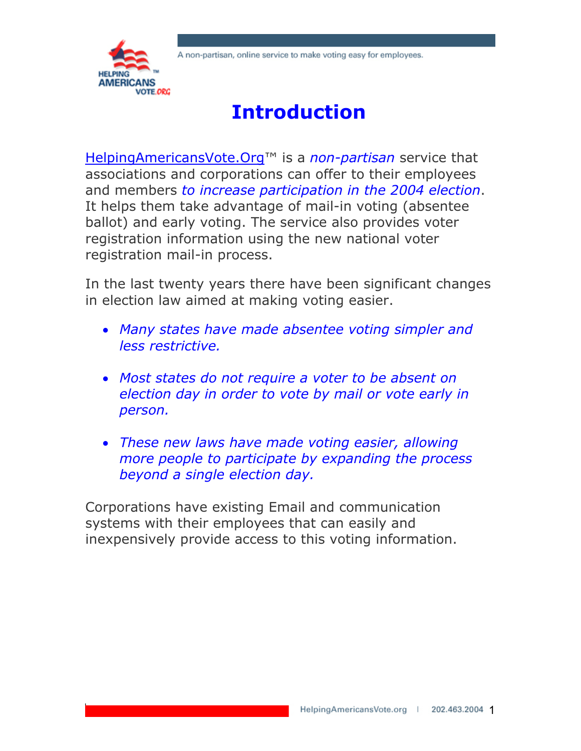# Introduction

HelpingAmericansVote.Org™ is a *non-partisan* service that associations and corporations can offer to their employees and members *to increase participation in the 2004 election*. It helps them take advantage of mail-in voting (absentee ballot) and early voting. The service also provides voter registration information using the new national voter registration mail-in process.

In the last twenty years there have been significant changes in election law aimed at making voting easier.

- *Many states have made absentee voting simpler and less restrictive.*
- *Most states do not require a voter to be absent on election day in order to vote by mail or vote early in person.*
- *These new laws have made voting easier, allowing more people to participate by expanding the process beyond a single election day.*

Corporations have existing Email and communication systems with their employees that can easily and inexpensively provide access to this voting information.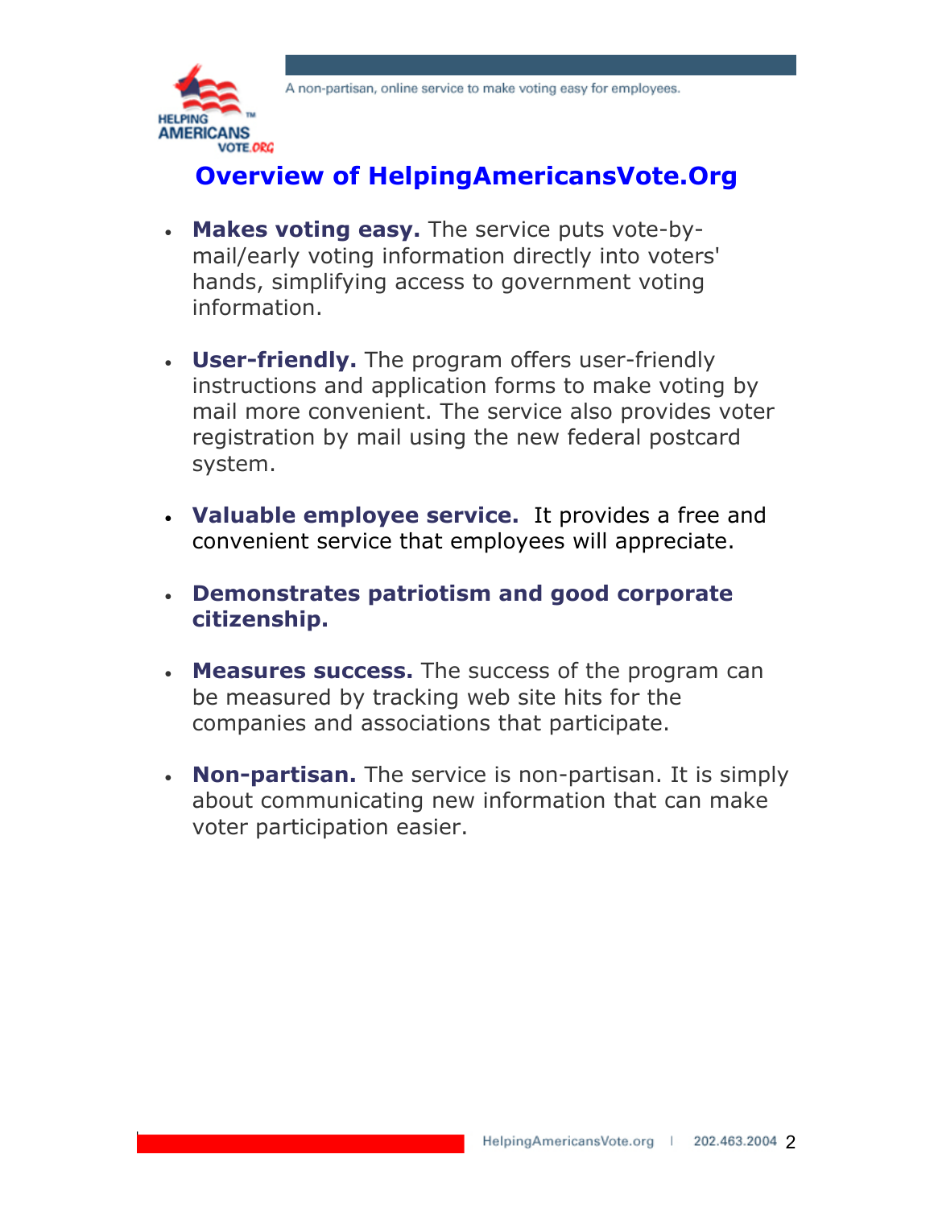# Overview of HelpingAmericansVote.Org

- **Makes voting easy.** The service puts vote-by-mail/early voting information directly into voters' hands, simplifying access to government voting information.

- **User-friendly.** The program offers user-friendly instructions and application forms to make voting by mail more convenient. The service also provides voter registration by mail using the new federal postcard system.

- **Valuable employee service.** It provides a free and convenient service that employees will appreciate.

- **Demonstrates patriotism and good corporate citizenship.**

- **Measures success.** The success of the program can be measured by tracking web site hits for the companies and associations that participate.

- **Non-partisan.** The service is non-partisan. It is simply about communicating new information that can make voter participation easier.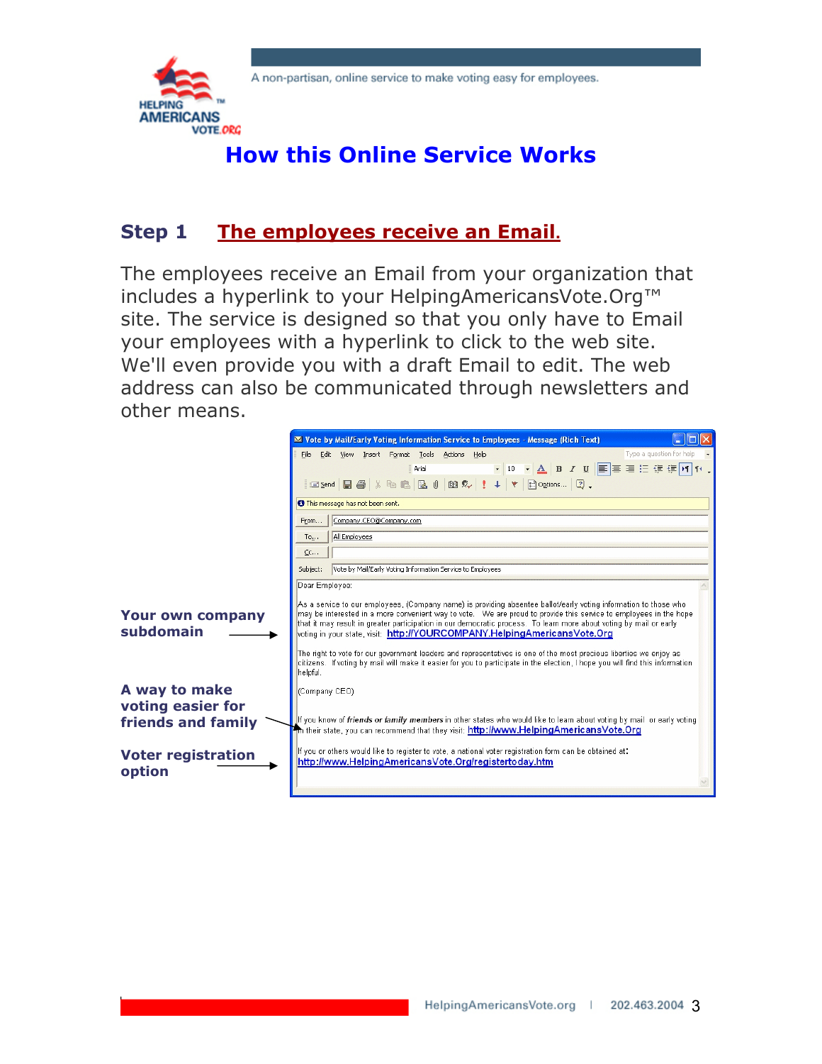A non-partisan, online service to make voting easy for employees.

# How this Online Service Works

## Step 1 The employees receive an Email.

The employees receive an Email from your organization that includes a hyperlink to your HelpingAmericansVote.Org™ site. The service is designed so that you only have to Email your employees with a hyperlink to click to the web site. We'll even provide you with a draft Email to edit. The web address can also be communicated through newsletters and other means.

Vote by Mail/Early Voting Information Service to Employees - Message (Rich Text)

This message has not been sent.

From... Company.CEO@Company.com

To... All Employees

Cc...

Subject: Vote by Mail/Early Voting Information Service to Employees

Dear Employee:

As a service to our employees, (Company name) is providing absentee ballot/early voting information to those who may be interested in a more convenient way to vote. We are proud to provide this service to employees in the hope that it may result in greater participation in our democratic process. To learn more about voting by mail or early voting in your state, visit: http://YOURCOMPANY.HelpingAmericansVote.Org

The right to vote for our government leaders and representatives is one of the most precious liberties we enjoy as citizens. If voting by mail will make it easier for you to participate in the election, I hope you will find this information helpful.

(Company CEO)

If you know of ***friends or family members*** in other states who would like to learn about voting by mail or early voting in their state, you can recommend that they visit: http://www.HelpingAmericansVote.Org

If you or others would like to register to vote, a national voter registration form can be obtained at: http://www.HelpingAmericansVote.Org/registertoday.htm

**Your own company subdomain** →

**A way to make voting easier for friends and family** →

**Voter registration option** →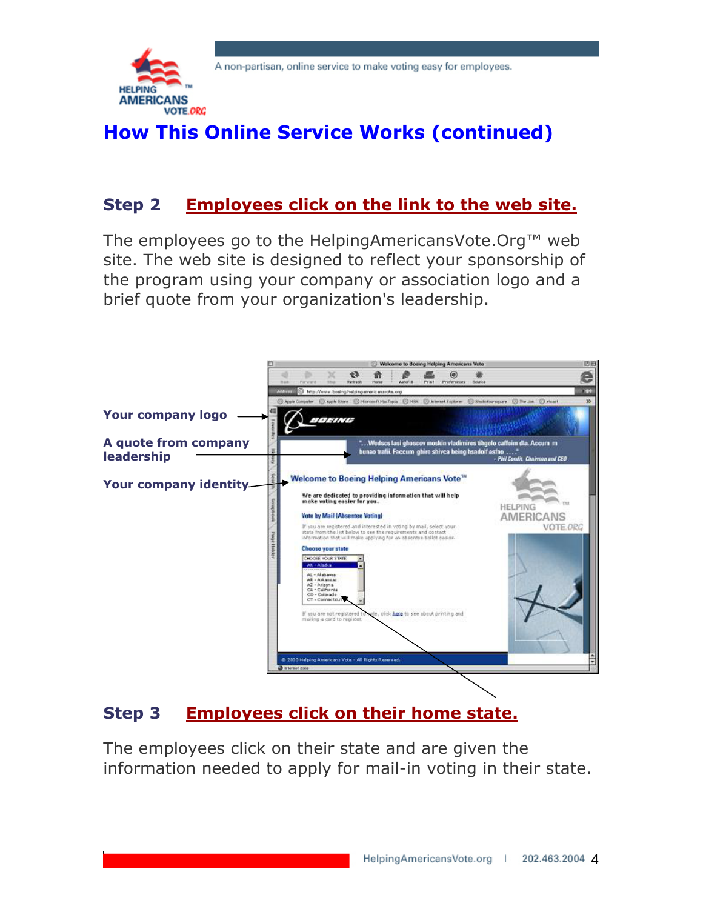## How This Online Service Works (continued)

### Step 2 Employees click on the link to the web site.

The employees go to the HelpingAmericansVote.Org™ web site. The web site is designed to reflect your sponsorship of the program using your company or association logo and a brief quote from your organization's leadership.

**Your company logo**

**A quote from company leadership**

**Your company identity**

### Step 3 Employees click on their home state.

The employees click on their state and are given the information needed to apply for mail-in voting in their state.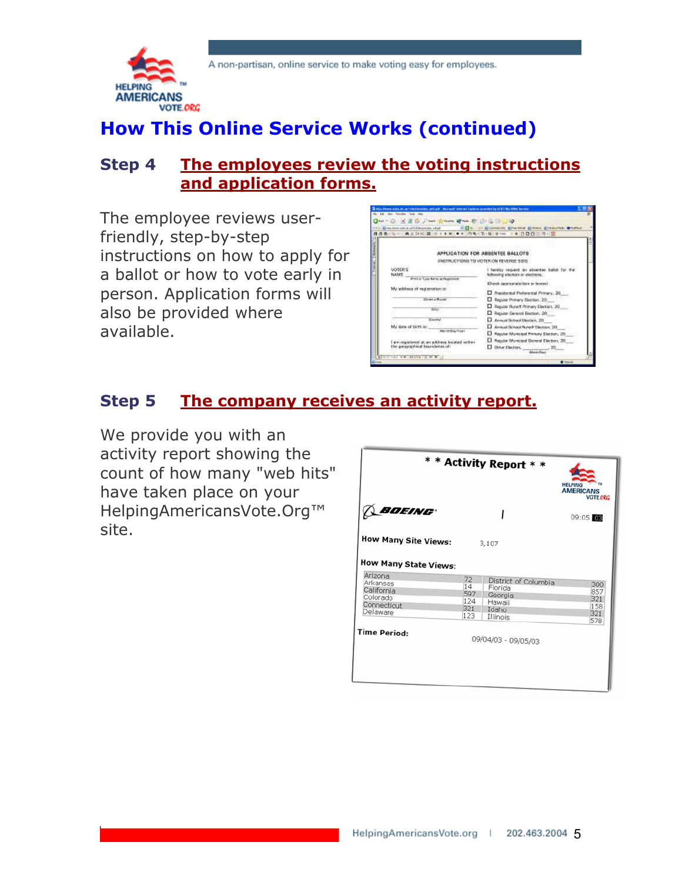A non-partisan, online service to make voting easy for employees.

# How This Online Service Works (continued)

## Step 4 The employees review the voting instructions and application forms.

The employee reviews user-friendly, step-by-step instructions on how to apply for a ballot or how to vote early in person. Application forms will also be provided where available.

## Step 5 The company receives an activity report.

We provide you with an activity report showing the count of how many "web hits" have taken place on your HelpingAmericansVote.Org™ site.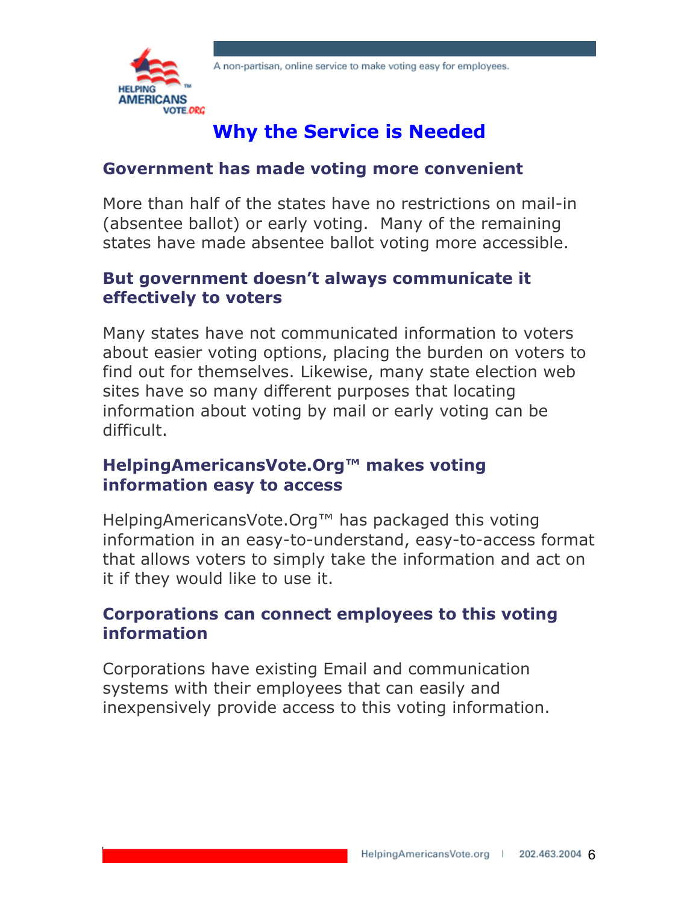A non-partisan, online service to make voting easy for employees.

# Why the Service is Needed

## Government has made voting more convenient

More than half of the states have no restrictions on mail-in (absentee ballot) or early voting. Many of the remaining states have made absentee ballot voting more accessible.

## But government doesn't always communicate it effectively to voters

Many states have not communicated information to voters about easier voting options, placing the burden on voters to find out for themselves. Likewise, many state election web sites have so many different purposes that locating information about voting by mail or early voting can be difficult.

## HelpingAmericansVote.Org™ makes voting information easy to access

HelpingAmericansVote.Org™ has packaged this voting information in an easy-to-understand, easy-to-access format that allows voters to simply take the information and act on it if they would like to use it.

## Corporations can connect employees to this voting information

Corporations have existing Email and communication systems with their employees that can easily and inexpensively provide access to this voting information.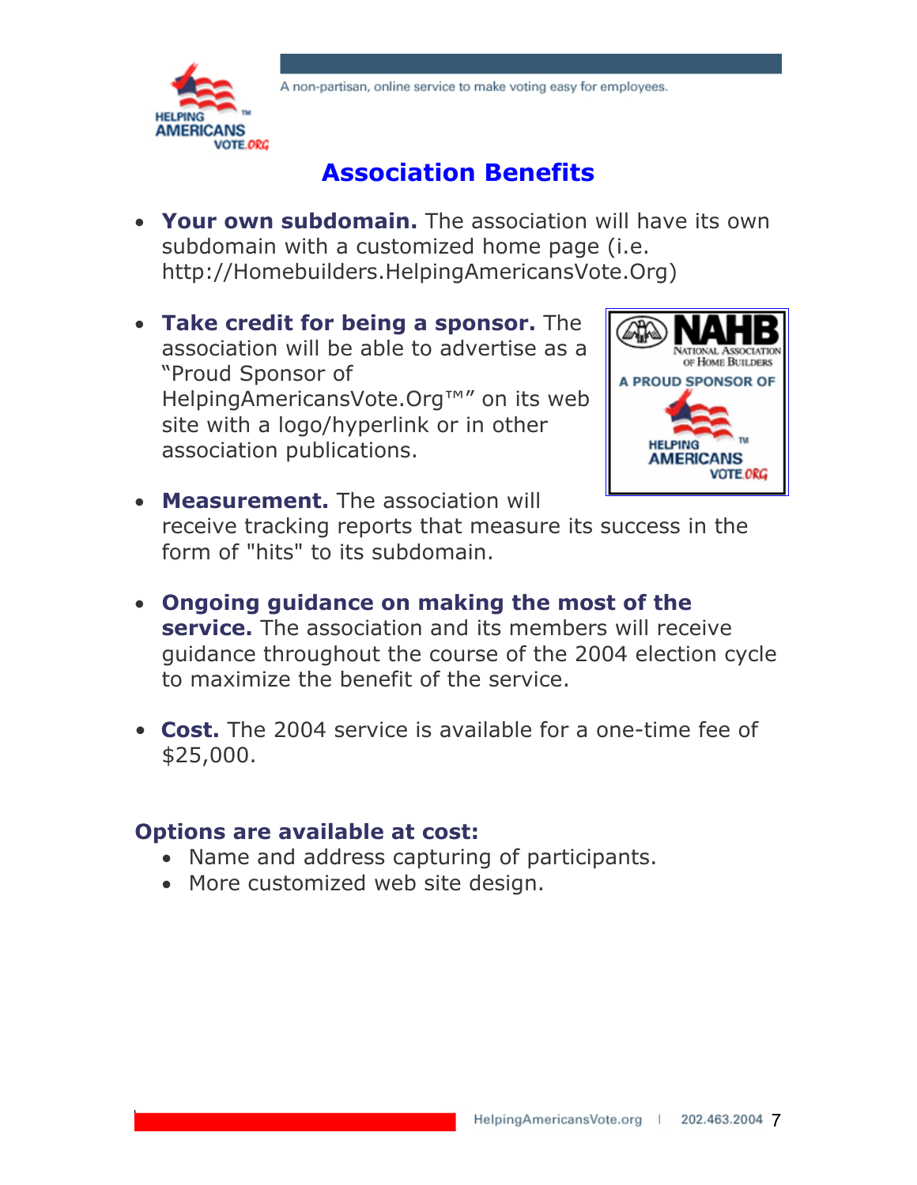## Association Benefits

- **Your own subdomain.** The association will have its own subdomain with a customized home page (i.e. http://Homebuilders.HelpingAmericansVote.Org)

- **Take credit for being a sponsor.** The association will be able to advertise as a "Proud Sponsor of HelpingAmericansVote.Org™" on its web site with a logo/hyperlink or in other association publications.

- **Measurement.** The association will receive tracking reports that measure its success in the form of "hits" to its subdomain.

- **Ongoing guidance on making the most of the service.** The association and its members will receive guidance throughout the course of the 2004 election cycle to maximize the benefit of the service.

- **Cost.** The 2004 service is available for a one-time fee of $25,000.

**Options are available at cost:**

- Name and address capturing of participants.
- More customized web site design.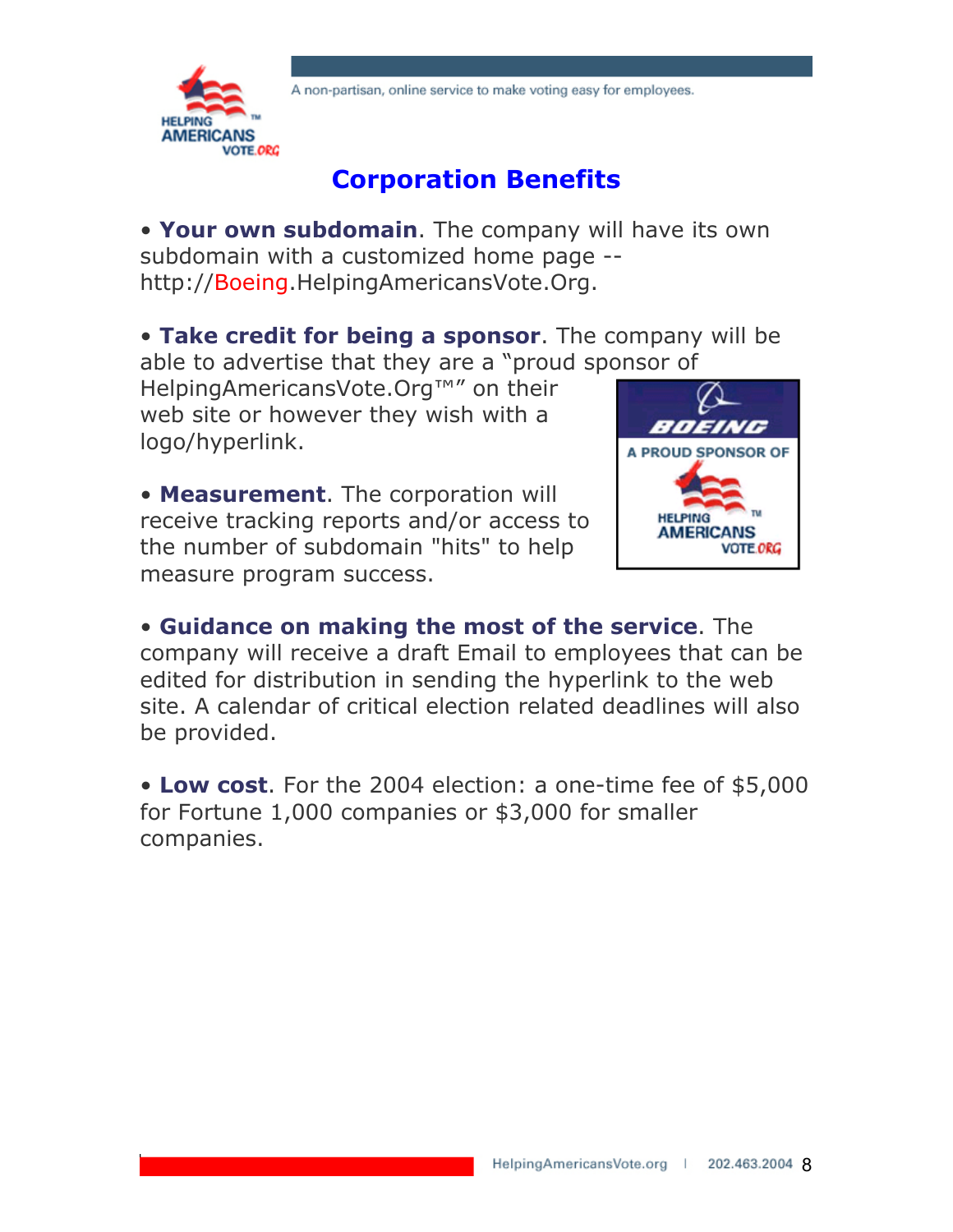# Corporation Benefits

• **Your own subdomain**. The company will have its own subdomain with a customized home page -- http://Boeing.HelpingAmericansVote.Org.

• **Take credit for being a sponsor**. The company will be able to advertise that they are a "proud sponsor of HelpingAmericansVote.Org™" on their web site or however they wish with a logo/hyperlink.

• **Measurement**. The corporation will receive tracking reports and/or access to the number of subdomain "hits" to help measure program success.

• **Guidance on making the most of the service**. The company will receive a draft Email to employees that can be edited for distribution in sending the hyperlink to the web site. A calendar of critical election related deadlines will also be provided.

• **Low cost**. For the 2004 election: a one-time fee of $5,000 for Fortune 1,000 companies or $3,000 for smaller companies.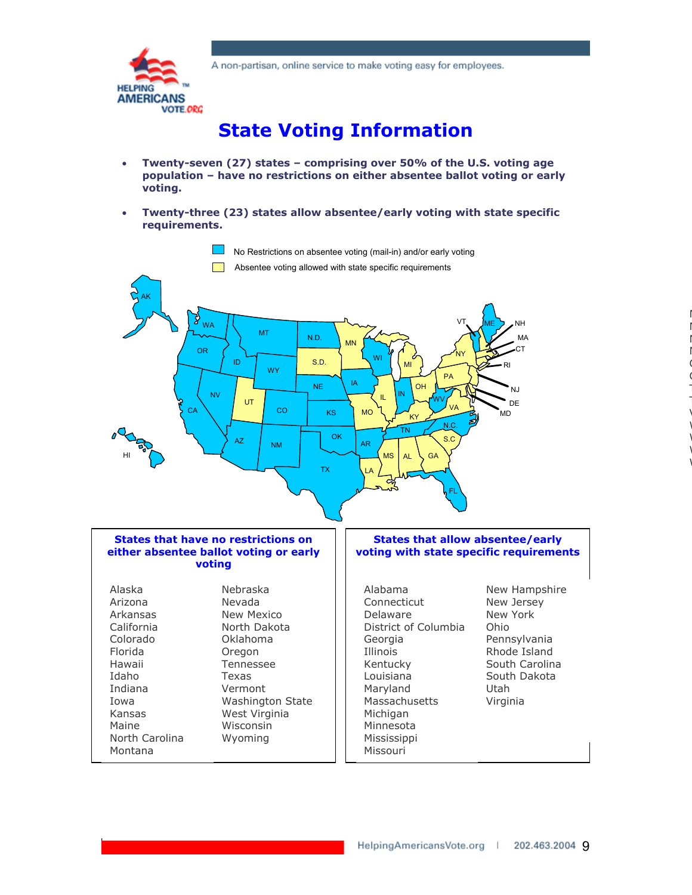A non-partisan, online service to make voting easy for employees.

# State Voting Information

- **Twenty-seven (27) states – comprising over 50% of the U.S. voting age population – have no restrictions on either absentee ballot voting or early voting.**
- **Twenty-three (23) states allow absentee/early voting with state specific requirements.**

No Restrictions on absentee voting (mail-in) and/or early voting

Absentee voting allowed with state specific requirements

| States that have no restrictions on either absentee ballot voting or early voting | | States that allow absentee/early voting with state specific requirements | |
|---|---|---|---|
| Alaska | Nebraska | Alabama | New Hampshire |
| Arizona | Nevada | Connecticut | New Jersey |
| Arkansas | New Mexico | Delaware | New York |
| California | North Dakota | District of Columbia | Ohio |
| Colorado | Oklahoma | Georgia | Pennsylvania |
| Florida | Oregon | Illinois | Rhode Island |
| Hawaii | Tennessee | Kentucky | South Carolina |
| Idaho | Texas | Louisiana | South Dakota |
| Indiana | Vermont | Maryland | Utah |
| Iowa | Washington State | Massachusetts | Virginia |
| Kansas | West Virginia | Michigan | |
| Maine | Wisconsin | Minnesota | |
| North Carolina | Wyoming | Mississippi | |
| Montana | | Missouri | |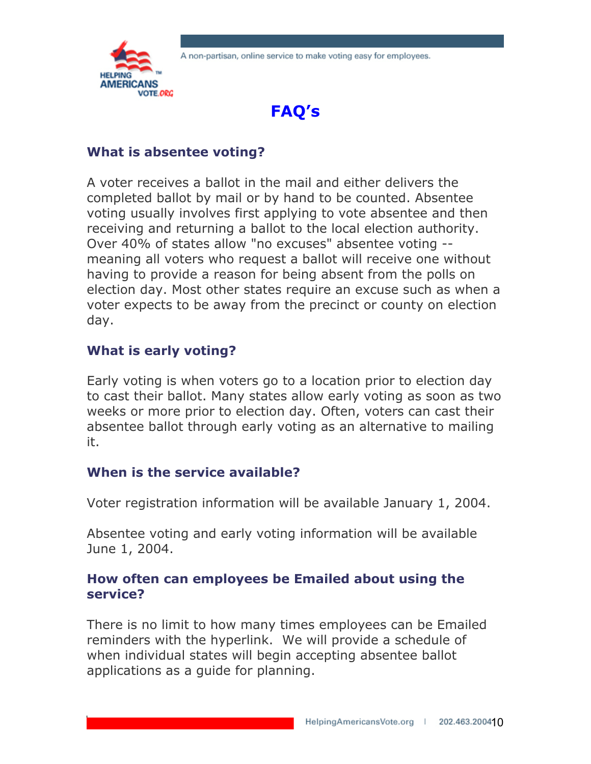A non-partisan, online service to make voting easy for employees.

# FAQ's

### What is absentee voting?

A voter receives a ballot in the mail and either delivers the completed ballot by mail or by hand to be counted. Absentee voting usually involves first applying to vote absentee and then receiving and returning a ballot to the local election authority. Over 40% of states allow "no excuses" absentee voting -- meaning all voters who request a ballot will receive one without having to provide a reason for being absent from the polls on election day. Most other states require an excuse such as when a voter expects to be away from the precinct or county on election day.

### What is early voting?

Early voting is when voters go to a location prior to election day to cast their ballot. Many states allow early voting as soon as two weeks or more prior to election day. Often, voters can cast their absentee ballot through early voting as an alternative to mailing it.

### When is the service available?

Voter registration information will be available January 1, 2004.

Absentee voting and early voting information will be available June 1, 2004.

### How often can employees be Emailed about using the service?

There is no limit to how many times employees can be Emailed reminders with the hyperlink. We will provide a schedule of when individual states will begin accepting absentee ballot applications as a guide for planning.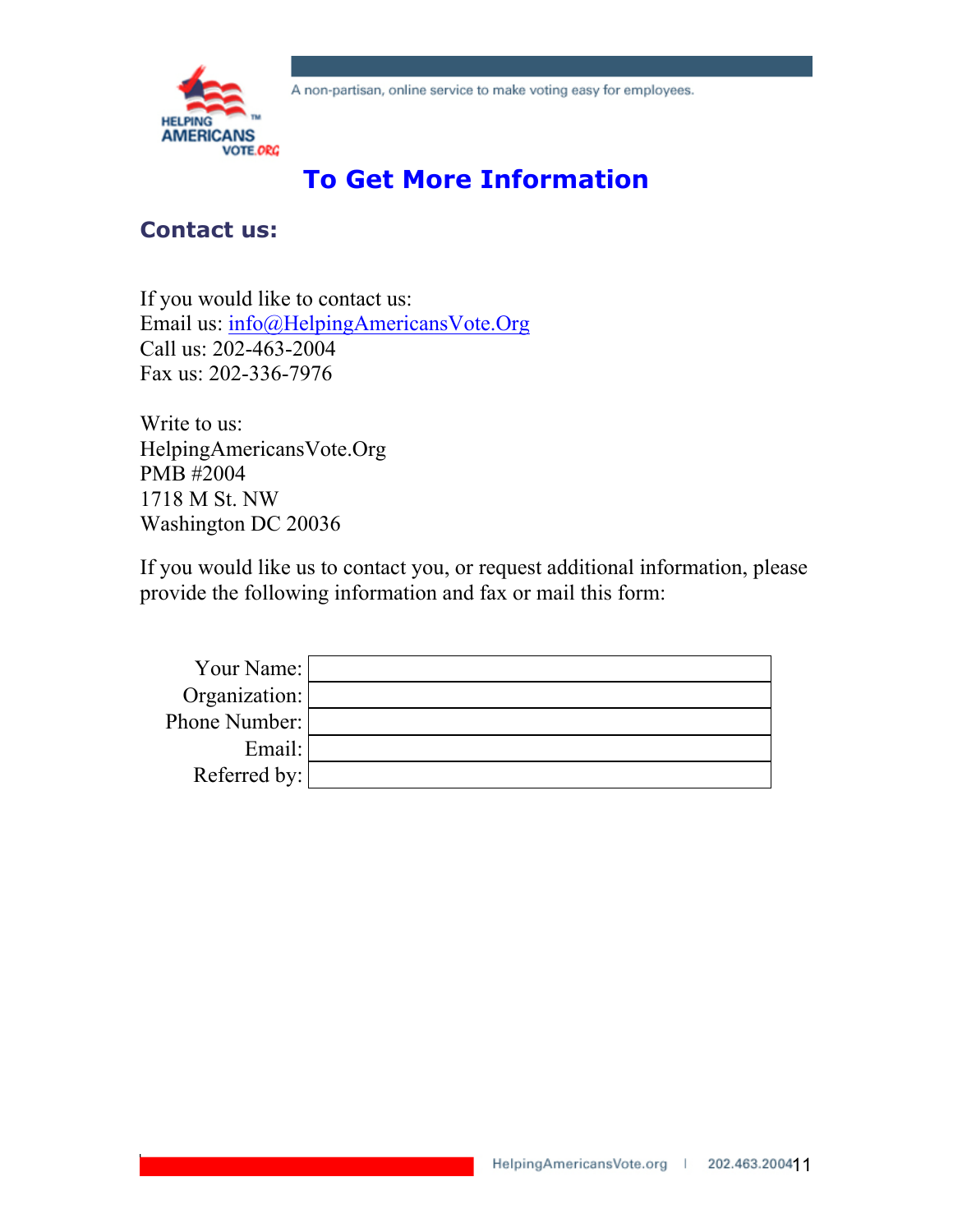A non-partisan, online service to make voting easy for employees.

# To Get More Information

## Contact us:

If you would like to contact us:
Email us: info@HelpingAmericansVote.Org
Call us: 202-463-2004
Fax us: 202-336-7976

Write to us:
HelpingAmericansVote.Org
PMB #2004
1718 M St. NW
Washington DC 20036

If you would like us to contact you, or request additional information, please provide the following information and fax or mail this form:

| | |
|---|---|
| Your Name: | |
| Organization: | |
| Phone Number: | |
| Email: | |
| Referred by: | |